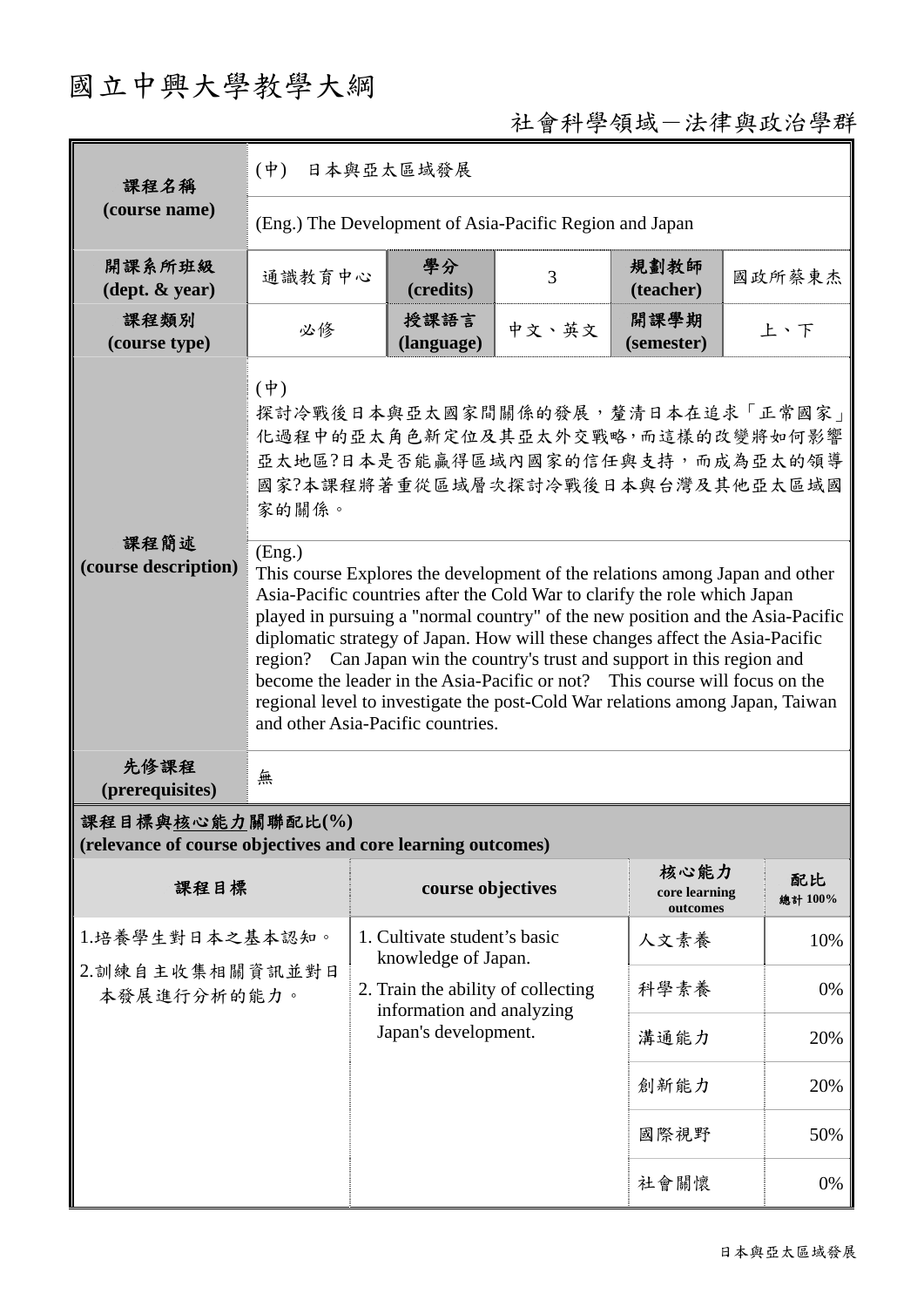# 國立中興大學教學大綱

社會科學領域－法律與政治學群

| 課程名稱 (course name) | (中) 日本與亞太區域發展 | | | | |
|---|---|---|---|---|---|
| | (Eng.) The Development of Asia-Pacific Region and Japan | | | | |
| 開課系所班級 (dept. & year) | 通識教育中心 | 學分 (credits) | 3 | 規劃教師 (teacher) | 國政所蔡東杰 |
| 課程類別 (course type) | 必修 | 授課語言 (language) | 中文、英文 | 開課學期 (semester) | 上、下 |
| 課程簡述 (course description) | (中)<br>探討冷戰後日本與亞太國家間關係的發展，釐清日本在追求「正常國家」化過程中的亞太角色新定位及其亞太外交戰略，而這樣的改變將如何影響亞太地區?日本是否能贏得區域內國家的信任與支持，而成為亞太的領導國家?本課程將著重從區域層次探討冷戰後日本與台灣及其他亞太區域國家的關係。 | | | | |
| | (Eng.)<br>This course Explores the development of the relations among Japan and other Asia-Pacific countries after the Cold War to clarify the role which Japan played in pursuing a "normal country" of the new position and the Asia-Pacific diplomatic strategy of Japan. How will these changes affect the Asia-Pacific region? Can Japan win the country's trust and support in this region and become the leader in the Asia-Pacific or not? This course will focus on the regional level to investigate the post-Cold War relations among Japan, Taiwan and other Asia-Pacific countries. | | | | |
| 先修課程 (prerequisites) | 無 | | | | |

**課程目標與核心能力關聯配比(%) (relevance of course objectives and core learning outcomes)**

| 課程目標 | course objectives | 核心能力 core learning outcomes | 配比 總計100% |
|---|---|---|---|
| 1.培養學生對日本之基本認知。<br>2.訓練自主收集相關資訊並對日本發展進行分析的能力。 | 1. Cultivate student's basic knowledge of Japan.<br>2. Train the ability of collecting information and analyzing Japan's development. | 人文素養 | 10% |
| | | 科學素養 | 0% |
| | | 溝通能力 | 20% |
| | | 創新能力 | 20% |
| | | 國際視野 | 50% |
| | | 社會關懷 | 0% |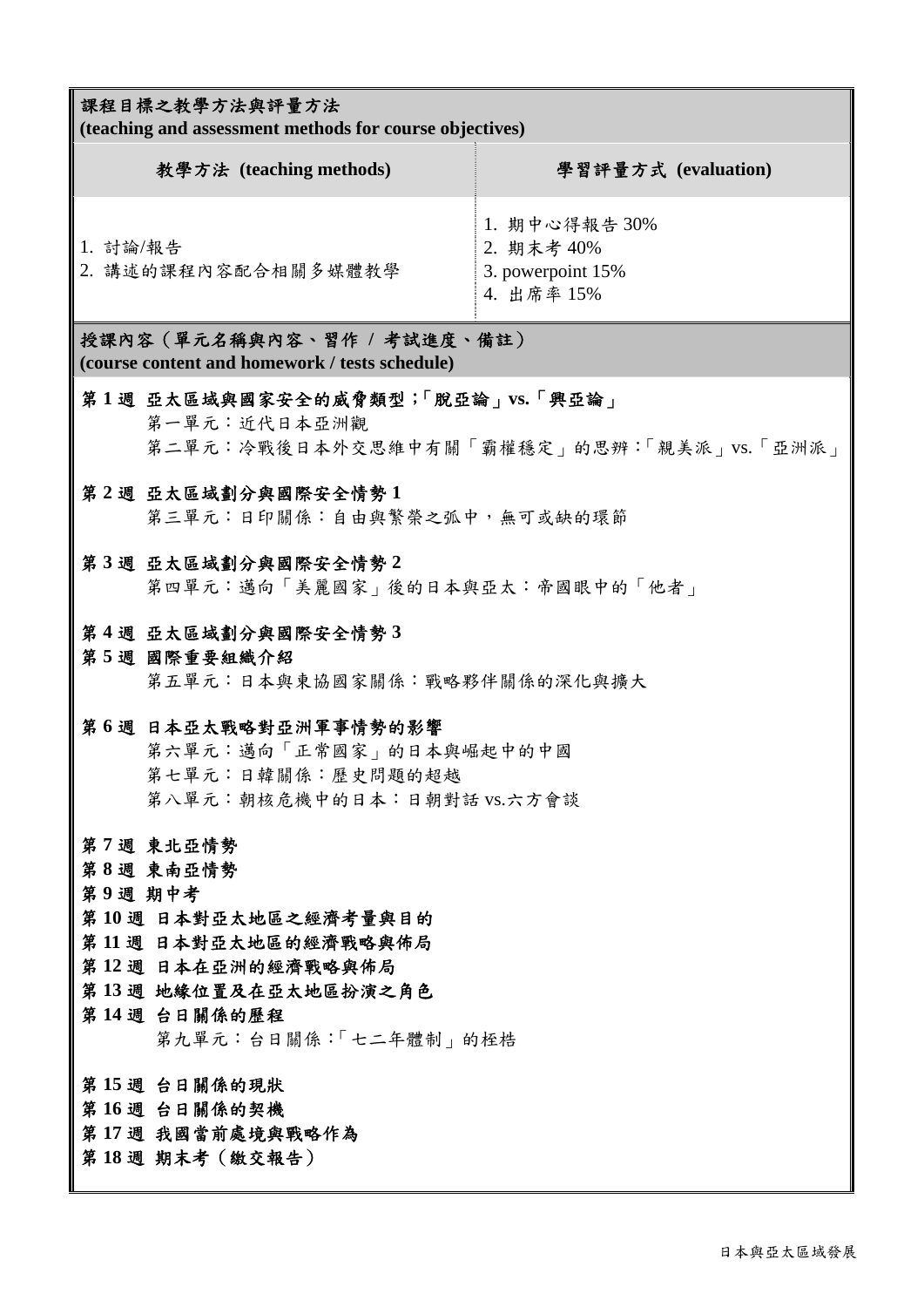## 課程目標之教學方法與評量方法
**(teaching and assessment methods for course objectives)**

| 教學方法 (teaching methods) | 學習評量方式 (evaluation) |
|---|---|
| 1. 討論/報告<br>2. 講述的課程內容配合相關多媒體教學 | 1. 期中心得報告 30%<br>2. 期末考 40%<br>3. powerpoint 15%<br>4. 出席率 15% |

## 授課內容（單元名稱與內容、習作 / 考試進度、備註）
**(course content and homework / tests schedule)**

**第 1 週 亞太區域與國家安全的威脅類型;「脫亞論」vs.「興亞論」**
第一單元：近代日本亞洲觀
第二單元：冷戰後日本外交思維中有關「霸權穩定」的思辨:「親美派」vs.「亞洲派」

**第 2 週 亞太區域劃分與國際安全情勢 1**
第三單元：日印關係：自由與繁榮之弧中，無可或缺的環節

**第 3 週 亞太區域劃分與國際安全情勢 2**
第四單元：邁向「美麗國家」後的日本與亞太：帝國眼中的「他者」

**第 4 週 亞太區域劃分與國際安全情勢 3**
**第 5 週 國際重要組織介紹**
第五單元：日本與東協國家關係：戰略夥伴關係的深化與擴大

**第 6 週 日本亞太戰略對亞洲軍事情勢的影響**
第六單元：邁向「正常國家」的日本與崛起中的中國
第七單元：日韓關係：歷史問題的超越
第八單元：朝核危機中的日本：日朝對話 vs.六方會談

**第 7 週 東北亞情勢**
**第 8 週 東南亞情勢**
**第 9 週 期中考**
**第 10 週 日本對亞太地區之經濟考量與目的**
**第 11 週 日本對亞太地區的經濟戰略與佈局**
**第 12 週 日本在亞洲的經濟戰略與佈局**
**第 13 週 地緣位置及在亞太地區扮演之角色**
**第 14 週 台日關係的歷程**
第九單元：台日關係:「七二年體制」的桎梏

**第 15 週 台日關係的現狀**
**第 16 週 台日關係的契機**
**第 17 週 我國當前處境與戰略作為**
**第 18 週 期末考（繳交報告）**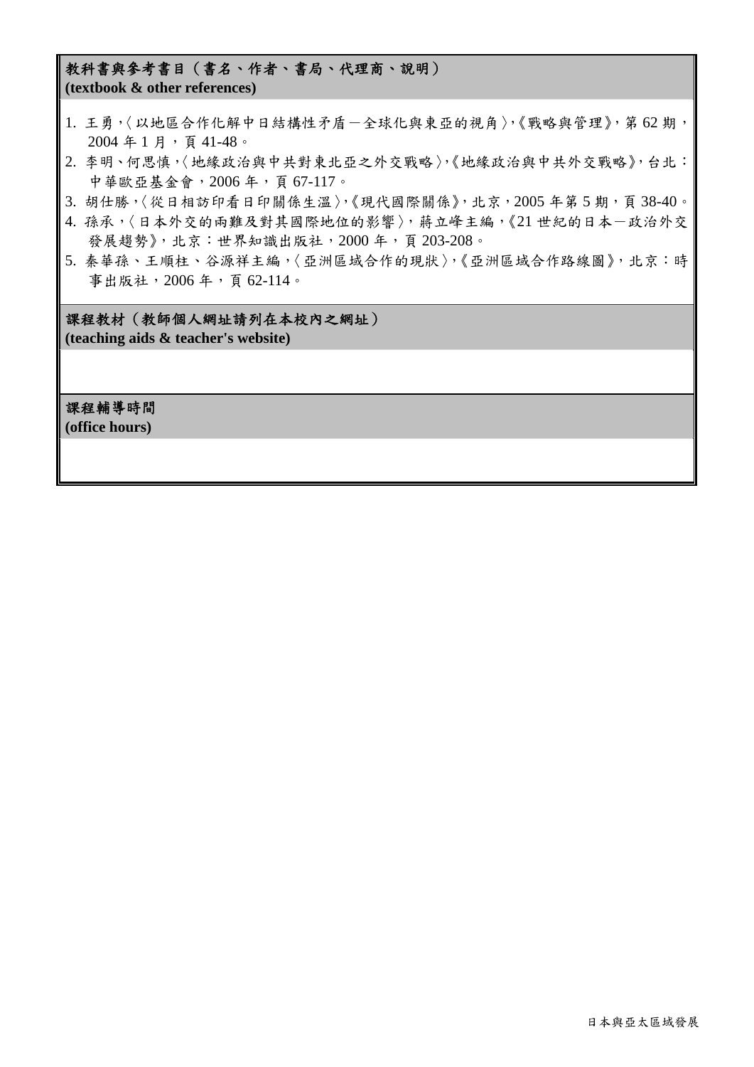**教科書與參考書目（書名、作者、書局、代理商、說明）**
**(textbook & other references)**

1. 王勇,〈以地區合作化解中日結構性矛盾－全球化與東亞的視角〉,《戰略與管理》, 第 62 期，2004 年 1 月，頁 41-48。
2. 李明、何思慎,〈地緣政治與中共對東北亞之外交戰略〉,《地緣政治與中共外交戰略》, 台北：中華歐亞基金會，2006 年，頁 67-117。
3. 胡仕勝,〈從日相訪印看日印關係生溫〉,《現代國際關係》, 北京，2005 年第 5 期，頁 38-40。
4. 孫承,〈日本外交的兩難及對其國際地位的影響〉, 蔣立峰主編,《21 世紀的日本－政治外交發展趨勢》, 北京：世界知識出版社，2000 年，頁 203-208。
5. 秦華孫、王順柱、谷源祥主編,〈亞洲區域合作的現狀〉,《亞洲區域合作路線圖》, 北京：時事出版社，2006 年，頁 62-114。

**課程教材（教師個人網址請列在本校內之網址）**
**(teaching aids & teacher's website)**

**課程輔導時間**
**(office hours)**